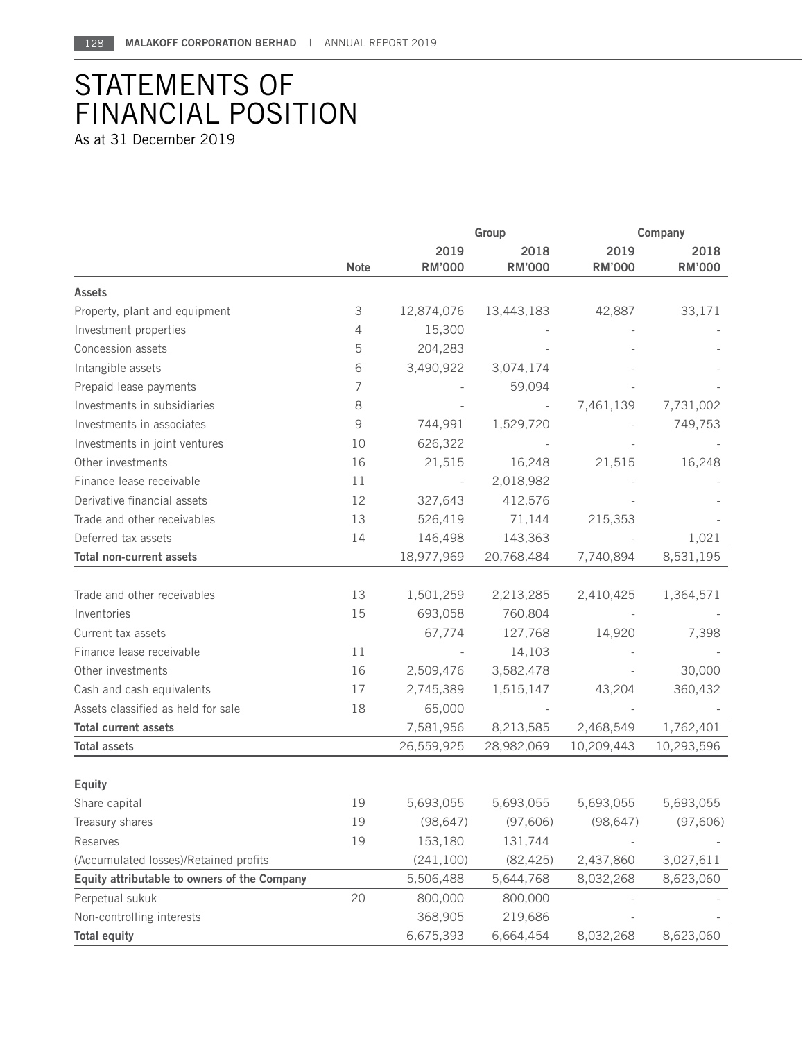# STATEMENTS OF FINANCIAL POSITION

As at 31 December 2019

| | | Group | | Company | |
|---|---|---|---|---|---|
| | Note | 2019 RM'000 | 2018 RM'000 | 2019 RM'000 | 2018 RM'000 |
| **Assets** | | | | | |
| Property, plant and equipment | 3 | 12,874,076 | 13,443,183 | 42,887 | 33,171 |
| Investment properties | 4 | 15,300 | - | - | - |
| Concession assets | 5 | 204,283 | - | - | - |
| Intangible assets | 6 | 3,490,922 | 3,074,174 | - | - |
| Prepaid lease payments | 7 | - | 59,094 | - | - |
| Investments in subsidiaries | 8 | - | - | 7,461,139 | 7,731,002 |
| Investments in associates | 9 | 744,991 | 1,529,720 | - | 749,753 |
| Investments in joint ventures | 10 | 626,322 | - | - | - |
| Other investments | 16 | 21,515 | 16,248 | 21,515 | 16,248 |
| Finance lease receivable | 11 | - | 2,018,982 | - | - |
| Derivative financial assets | 12 | 327,643 | 412,576 | - | - |
| Trade and other receivables | 13 | 526,419 | 71,144 | 215,353 | - |
| Deferred tax assets | 14 | 146,498 | 143,363 | - | 1,021 |
| **Total non-current assets** | | 18,977,969 | 20,768,484 | 7,740,894 | 8,531,195 |
| Trade and other receivables | 13 | 1,501,259 | 2,213,285 | 2,410,425 | 1,364,571 |
| Inventories | 15 | 693,058 | 760,804 | - | - |
| Current tax assets | | 67,774 | 127,768 | 14,920 | 7,398 |
| Finance lease receivable | 11 | - | 14,103 | - | - |
| Other investments | 16 | 2,509,476 | 3,582,478 | - | 30,000 |
| Cash and cash equivalents | 17 | 2,745,389 | 1,515,147 | 43,204 | 360,432 |
| Assets classified as held for sale | 18 | 65,000 | - | - | - |
| **Total current assets** | | 7,581,956 | 8,213,585 | 2,468,549 | 1,762,401 |
| **Total assets** | | 26,559,925 | 28,982,069 | 10,209,443 | 10,293,596 |
| **Equity** | | | | | |
| Share capital | 19 | 5,693,055 | 5,693,055 | 5,693,055 | 5,693,055 |
| Treasury shares | 19 | (98,647) | (97,606) | (98,647) | (97,606) |
| Reserves | 19 | 153,180 | 131,744 | - | - |
| (Accumulated losses)/Retained profits | | (241,100) | (82,425) | 2,437,860 | 3,027,611 |
| **Equity attributable to owners of the Company** | | 5,506,488 | 5,644,768 | 8,032,268 | 8,623,060 |
| Perpetual sukuk | 20 | 800,000 | 800,000 | - | - |
| Non-controlling interests | | 368,905 | 219,686 | - | - |
| **Total equity** | | 6,675,393 | 6,664,454 | 8,032,268 | 8,623,060 |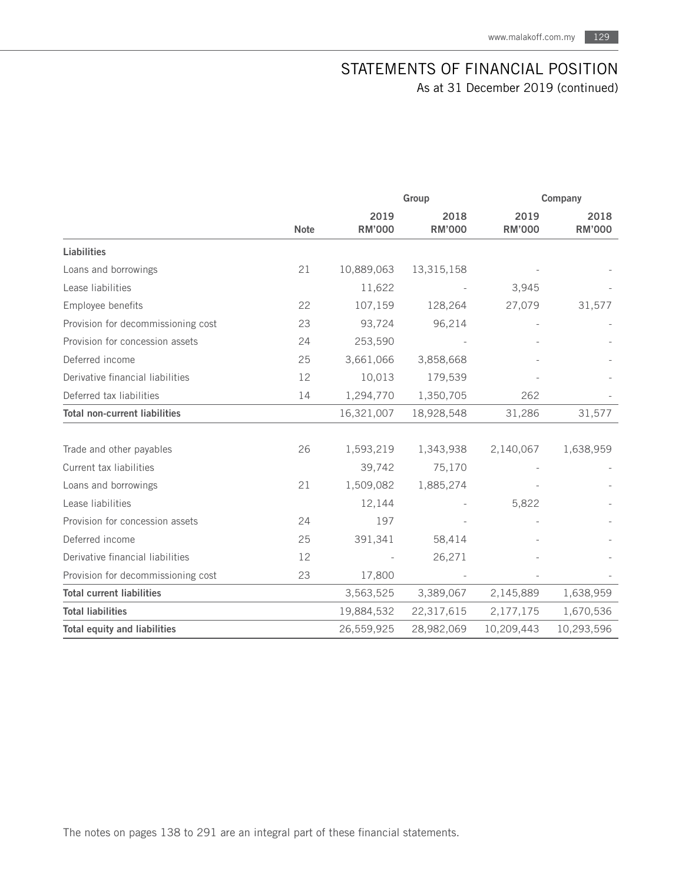# STATEMENTS OF FINANCIAL POSITION

As at 31 December 2019 (continued)

| | | Group | | Company | |
|---|---|---|---|---|---|
| | **Note** | **2019 RM'000** | **2018 RM'000** | **2019 RM'000** | **2018 RM'000** |
| **Liabilities** | | | | | |
| Loans and borrowings | 21 | 10,889,063 | 13,315,158 | - | - |
| Lease liabilities | | 11,622 | - | 3,945 | - |
| Employee benefits | 22 | 107,159 | 128,264 | 27,079 | 31,577 |
| Provision for decommissioning cost | 23 | 93,724 | 96,214 | - | - |
| Provision for concession assets | 24 | 253,590 | - | - | - |
| Deferred income | 25 | 3,661,066 | 3,858,668 | - | - |
| Derivative financial liabilities | 12 | 10,013 | 179,539 | - | - |
| Deferred tax liabilities | 14 | 1,294,770 | 1,350,705 | 262 | - |
| **Total non-current liabilities** | | 16,321,007 | 18,928,548 | 31,286 | 31,577 |
| | | | | | |
| Trade and other payables | 26 | 1,593,219 | 1,343,938 | 2,140,067 | 1,638,959 |
| Current tax liabilities | | 39,742 | 75,170 | - | - |
| Loans and borrowings | 21 | 1,509,082 | 1,885,274 | - | - |
| Lease liabilities | | 12,144 | - | 5,822 | - |
| Provision for concession assets | 24 | 197 | - | - | - |
| Deferred income | 25 | 391,341 | 58,414 | - | - |
| Derivative financial liabilities | 12 | - | 26,271 | - | - |
| Provision for decommissioning cost | 23 | 17,800 | - | - | - |
| **Total current liabilities** | | 3,563,525 | 3,389,067 | 2,145,889 | 1,638,959 |
| **Total liabilities** | | 19,884,532 | 22,317,615 | 2,177,175 | 1,670,536 |
| **Total equity and liabilities** | | 26,559,925 | 28,982,069 | 10,209,443 | 10,293,596 |

The notes on pages 138 to 291 are an integral part of these financial statements.